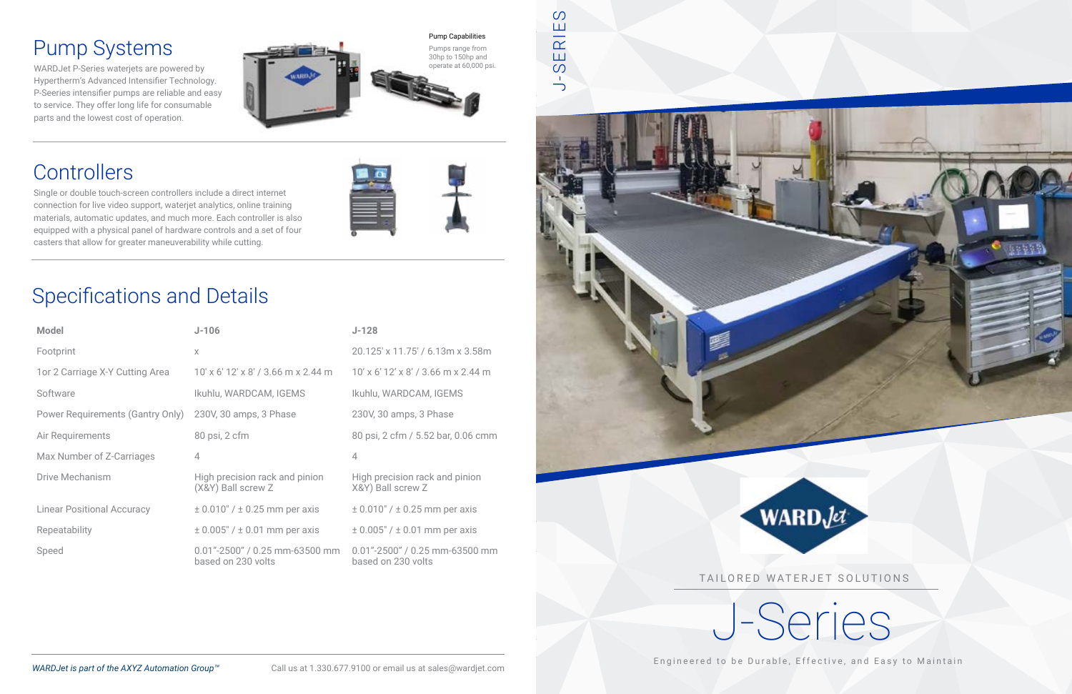## Pump Systems

WARDJet P-Series waterjets are powered by Hypertherm's Advanced Intensifier Technology. P-Seeries intensifier pumps are reliable and easy to service. They offer long life for consumable parts and the lowest cost of operation.

**Pump Capabilities**

Pumps range from 30hp to 150hp and operate at 60,000 psi.

## Controllers

Single or double touch-screen controllers include a direct internet connection for live video support, waterjet analytics, online training materials, automatic updates, and much more. Each controller is also equipped with a physical panel of hardware controls and a set of four casters that allow for greater maneuverability while cutting.

## Specifications and Details

| Model | J-106 | J-128 |
|---|---|---|
| Footprint | x | 20.125' x 11.75' / 6.13m x 3.58m |
| 1or 2 Carriage X-Y Cutting Area | 10' x 6' 12' x 8' / 3.66 m x 2.44 m | 10' x 6' 12' x 8' / 3.66 m x 2.44 m |
| Software | Ikuhlu, WARDCAM, IGEMS | Ikuhlu, WARDCAM, IGEMS |
| Power Requirements (Gantry Only) | 230V, 30 amps, 3 Phase | 230V, 30 amps, 3 Phase |
| Air Requirements | 80 psi, 2 cfm | 80 psi, 2 cfm / 5.52 bar, 0.06 cmm |
| Max Number of Z-Carriages | 4 | 4 |
| Drive Mechanism | High precision rack and pinion (X&Y) Ball screw Z | High precision rack and pinion X&Y) Ball screw Z |
| Linear Positional Accuracy | ± 0.010" / ± 0.25 mm per axis | ± 0.010" / ± 0.25 mm per axis |
| Repeatability | ± 0.005" / ± 0.01 mm per axis | ± 0.005" / ± 0.01 mm per axis |
| Speed | 0.01"-2500" / 0.25 mm-63500 mm based on 230 volts | 0.01"-2500" / 0.25 mm-63500 mm based on 230 volts |

*WARDJet is part of the AXYZ Automation Group™*

Call us at 1.330.677.9100 or email us at sales@wardjet.com

J-SERIES

WARDJet

TAILORED WATERJET SOLUTIONS

# J-Series

Engineered to be Durable, Effective, and Easy to Maintain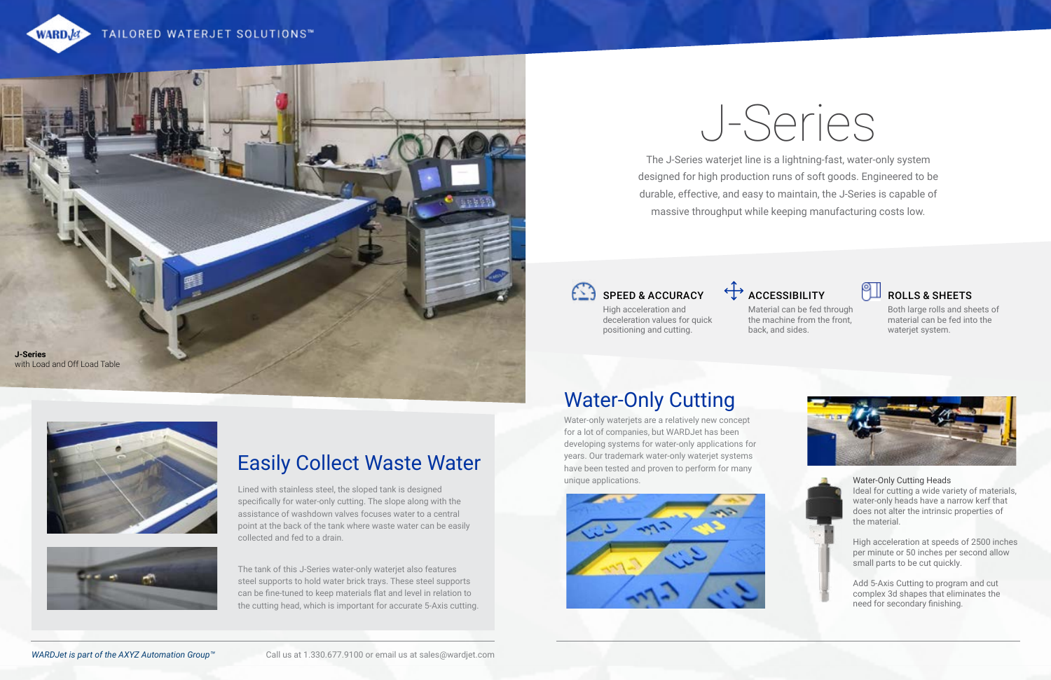WARDJet TAILORED WATERJET SOLUTIONS™

# J-Series

The J-Series waterjet line is a lightning-fast, water-only system designed for high production runs of soft goods. Engineered to be durable, effective, and easy to maintain, the J-Series is capable of massive throughput while keeping manufacturing costs low.

**J-Series**
with Load and Off Load Table

### SPEED & ACCURACY

High acceleration and deceleration values for quick positioning and cutting.

### ACCESSIBILITY

Material can be fed through the machine from the front, back, and sides.

### ROLLS & SHEETS

Both large rolls and sheets of material can be fed into the waterjet system.

## Easily Collect Waste Water

Lined with stainless steel, the sloped tank is designed specifically for water-only cutting. The slope along with the assistance of washdown valves focuses water to a central point at the back of the tank where waste water can be easily collected and fed to a drain.

The tank of this J-Series water-only waterjet also features steel supports to hold water brick trays. These steel supports can be fine-tuned to keep materials flat and level in relation to the cutting head, which is important for accurate 5-Axis cutting.

## Water-Only Cutting

Water-only waterjets are a relatively new concept for a lot of companies, but WARDJet has been developing systems for water-only applications for years. Our trademark water-only waterjet systems have been tested and proven to perform for many unique applications.

Water-Only Cutting Heads
Ideal for cutting a wide variety of materials, water-only heads have a narrow kerf that does not alter the intrinsic properties of the material.

High acceleration at speeds of 2500 inches per minute or 50 inches per second allow small parts to be cut quickly.

Add 5-Axis Cutting to program and cut complex 3d shapes that eliminates the need for secondary finishing.

*WARDJet is part of the AXYZ Automation Group™*

Call us at 1.330.677.9100 or email us at sales@wardjet.com